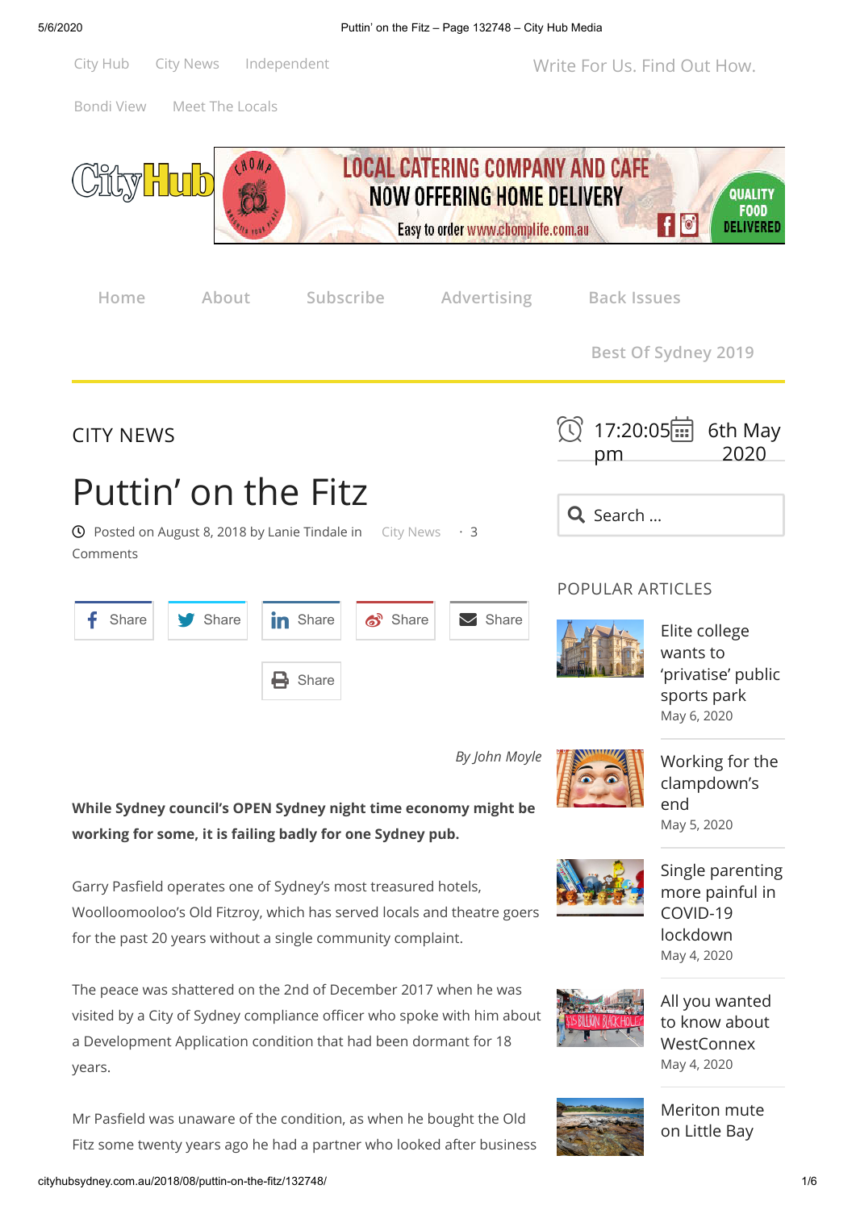City Hub  City News  Independent  Write For Us. Find Out How.

Bondi View  Meet The Locals

Home  About  Subscribe  Advertising  Back Issues

Best Of Sydney 2019

CITY NEWS

# Puttin' on the Fitz

Posted on August 8, 2018 by Lanie Tindale in City News · 3 Comments

Share Share Share Share Share

Share

*By John Moyle*

**While Sydney council's OPEN Sydney night time economy might be working for some, it is failing badly for one Sydney pub.**

Garry Pasfield operates one of Sydney's most treasured hotels, Woolloomooloo's Old Fitzroy, which has served locals and theatre goers for the past 20 years without a single community complaint.

The peace was shattered on the 2nd of December 2017 when he was visited by a City of Sydney compliance officer who spoke with him about a Development Application condition that had been dormant for 18 years.

Mr Pasfield was unaware of the condition, as when he bought the Old Fitz some twenty years ago he had a partner who looked after business

17:20:05 pm  6th May 2020

Search ...

## POPULAR ARTICLES

Elite college wants to 'privatise' public sports park
May 6, 2020

Working for the clampdown's end
May 5, 2020

Single parenting more painful in COVID-19 lockdown
May 4, 2020

All you wanted to know about WestConnex
May 4, 2020

Meriton mute on Little Bay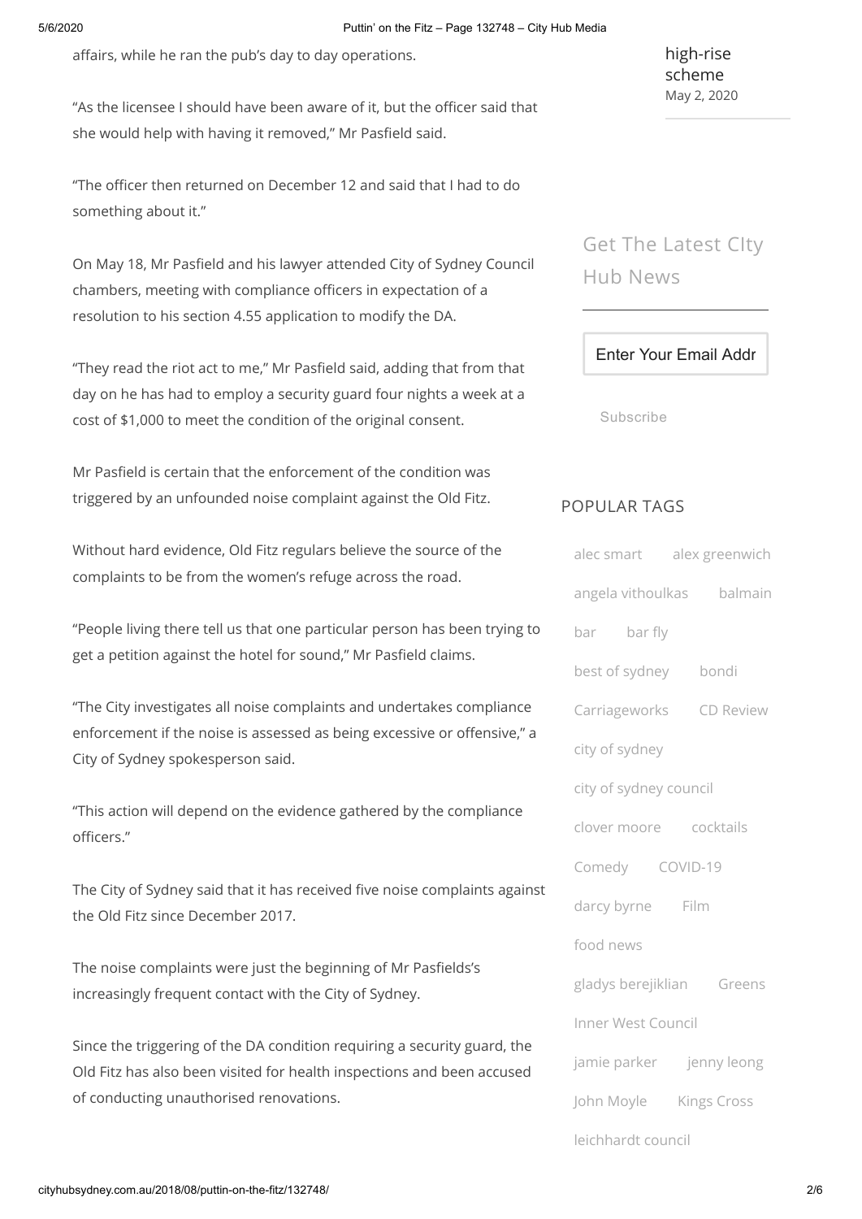affairs, while he ran the pub's day to day operations.

"As the licensee I should have been aware of it, but the officer said that she would help with having it removed," Mr Pasfield said.

"The officer then returned on December 12 and said that I had to do something about it."

On May 18, Mr Pasfield and his lawyer attended City of Sydney Council chambers, meeting with compliance officers in expectation of a resolution to his section 4.55 application to modify the DA.

"They read the riot act to me," Mr Pasfield said, adding that from that day on he has had to employ a security guard four nights a week at a cost of $1,000 to meet the condition of the original consent.

Mr Pasfield is certain that the enforcement of the condition was triggered by an unfounded noise complaint against the Old Fitz.

Without hard evidence, Old Fitz regulars believe the source of the complaints to be from the women's refuge across the road.

"People living there tell us that one particular person has been trying to get a petition against the hotel for sound," Mr Pasfield claims.

"The City investigates all noise complaints and undertakes compliance enforcement if the noise is assessed as being excessive or offensive," a City of Sydney spokesperson said.

"This action will depend on the evidence gathered by the compliance officers."

The City of Sydney said that it has received five noise complaints against the Old Fitz since December 2017.

The noise complaints were just the beginning of Mr Pasfields's increasingly frequent contact with the City of Sydney.

Since the triggering of the DA condition requiring a security guard, the Old Fitz has also been visited for health inspections and been accused of conducting unauthorised renovations.

high-rise scheme
May 2, 2020

## Get The Latest CIty Hub News

Enter Your Email Addr

Subscribe

## POPULAR TAGS

alec smart · alex greenwich · angela vithoulkas · balmain · bar · bar fly · best of sydney · bondi · Carriageworks · CD Review · city of sydney · city of sydney council · clover moore · cocktails · Comedy · COVID-19 · darcy byrne · Film · food news · gladys berejiklian · Greens · Inner West Council · jamie parker · jenny leong · John Moyle · Kings Cross · leichhardt council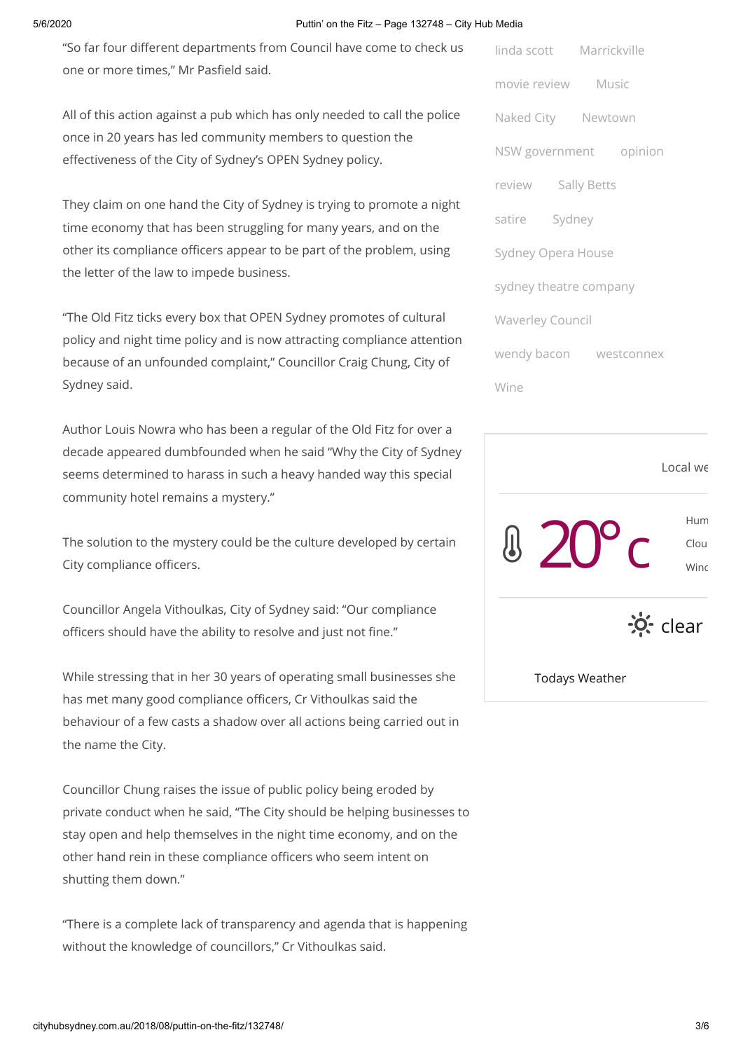"So far four different departments from Council have come to check us one or more times," Mr Pasfield said.

All of this action against a pub which has only needed to call the police once in 20 years has led community members to question the effectiveness of the City of Sydney's OPEN Sydney policy.

They claim on one hand the City of Sydney is trying to promote a night time economy that has been struggling for many years, and on the other its compliance officers appear to be part of the problem, using the letter of the law to impede business.

"The Old Fitz ticks every box that OPEN Sydney promotes of cultural policy and night time policy and is now attracting compliance attention because of an unfounded complaint," Councillor Craig Chung, City of Sydney said.

Author Louis Nowra who has been a regular of the Old Fitz for over a decade appeared dumbfounded when he said "Why the City of Sydney seems determined to harass in such a heavy handed way this special community hotel remains a mystery."

The solution to the mystery could be the culture developed by certain City compliance officers.

Councillor Angela Vithoulkas, City of Sydney said: "Our compliance officers should have the ability to resolve and just not fine."

While stressing that in her 30 years of operating small businesses she has met many good compliance officers, Cr Vithoulkas said the behaviour of a few casts a shadow over all actions being carried out in the name the City.

Councillor Chung raises the issue of public policy being eroded by private conduct when he said, "The City should be helping businesses to stay open and help themselves in the night time economy, and on the other hand rein in these compliance officers who seem intent on shutting them down."

"There is a complete lack of transparency and agenda that is happening without the knowledge of councillors," Cr Vithoulkas said.

linda scott Marrickville movie review Music Naked City Newtown NSW government opinion review Sally Betts satire Sydney Sydney Opera House sydney theatre company Waverley Council wendy bacon westconnex Wine

Local we

20° c

Hum
Clou
Winc

clear

Todays Weather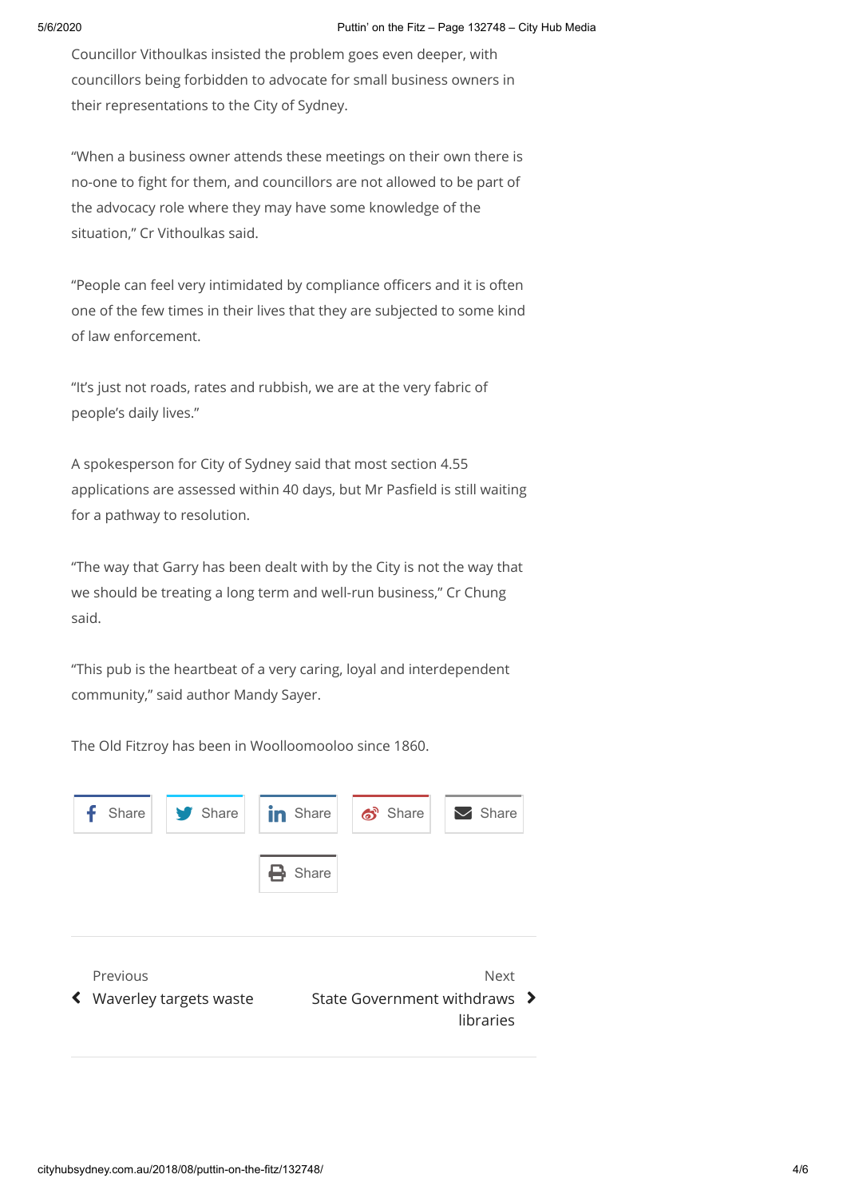Councillor Vithoulkas insisted the problem goes even deeper, with councillors being forbidden to advocate for small business owners in their representations to the City of Sydney.

"When a business owner attends these meetings on their own there is no-one to fight for them, and councillors are not allowed to be part of the advocacy role where they may have some knowledge of the situation," Cr Vithoulkas said.

"People can feel very intimidated by compliance officers and it is often one of the few times in their lives that they are subjected to some kind of law enforcement.

"It's just not roads, rates and rubbish, we are at the very fabric of people's daily lives."

A spokesperson for City of Sydney said that most section 4.55 applications are assessed within 40 days, but Mr Pasfield is still waiting for a pathway to resolution.

"The way that Garry has been dealt with by the City is not the way that we should be treating a long term and well-run business," Cr Chung said.

"This pub is the heartbeat of a very caring, loyal and interdependent community," said author Mandy Sayer.

The Old Fitzroy has been in Woolloomooloo since 1860.

Share Share Share Share Share

Share

Previous
Waverley targets waste

Next
State Government withdraws libraries